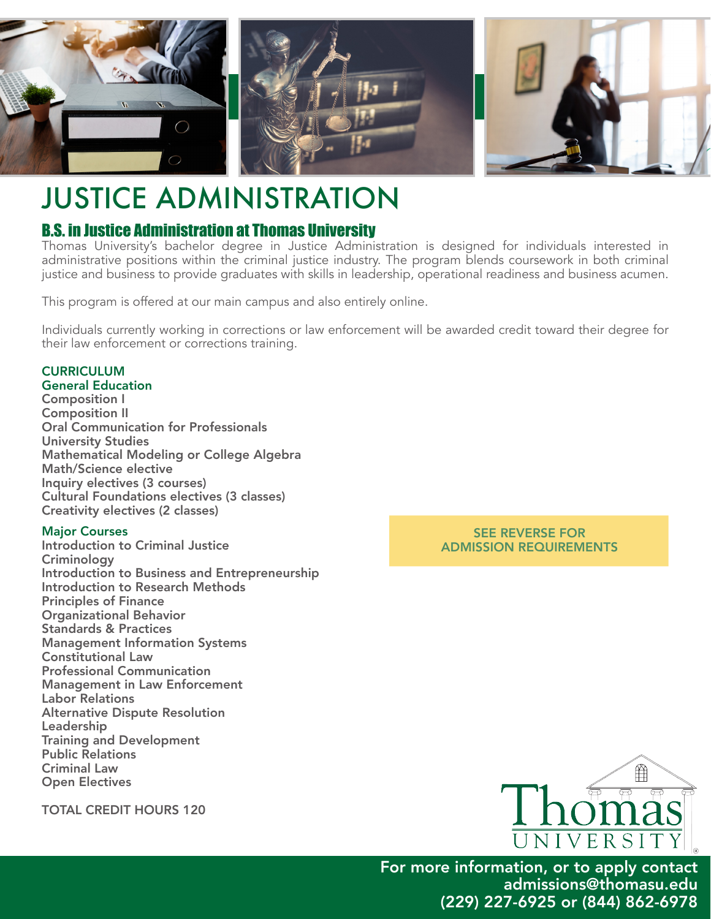# JUSTICE ADMINISTRATION

## B.S. in Justice Administration at Thomas University

Thomas University's bachelor degree in Justice Administration is designed for individuals interested in administrative positions within the criminal justice industry. The program blends coursework in both criminal justice and business to provide graduates with skills in leadership, operational readiness and business acumen.

This program is offered at our main campus and also entirely online.

Individuals currently working in corrections or law enforcement will be awarded credit toward their degree for their law enforcement or corrections training.

### CURRICULUM

#### General Education

**Composition I**
**Composition II**
**Oral Communication for Professionals**
**University Studies**
**Mathematical Modeling or College Algebra**
**Math/Science elective**
**Inquiry electives (3 courses)**
**Cultural Foundations electives (3 classes)**
**Creativity electives (2 classes)**

#### Major Courses

**Introduction to Criminal Justice**
**Criminology**
**Introduction to Business and Entrepreneurship**
**Introduction to Research Methods**
**Principles of Finance**
**Organizational Behavior**
**Standards & Practices**
**Management Information Systems**
**Constitutional Law**
**Professional Communication**
**Management in Law Enforcement**
**Labor Relations**
**Alternative Dispute Resolution**
**Leadership**
**Training and Development**
**Public Relations**
**Criminal Law**
**Open Electives**

**TOTAL CREDIT HOURS 120**

**SEE REVERSE FOR ADMISSION REQUIREMENTS**

Thomas UNIVERSITY

**For more information, or to apply contact**
**admissions@thomasu.edu**
**(229) 227-6925 or (844) 862-6978**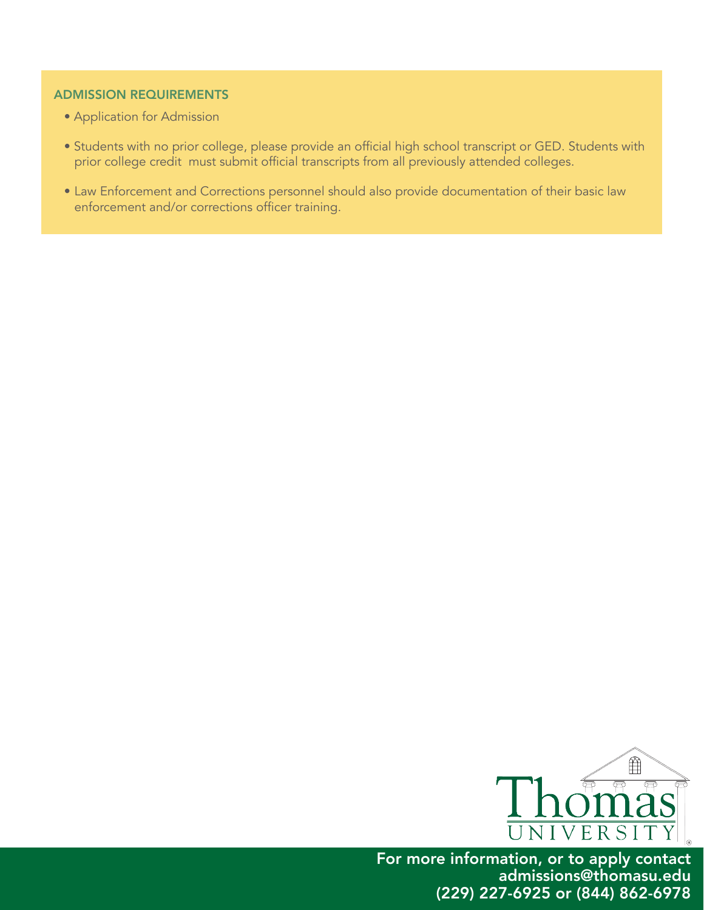## ADMISSION REQUIREMENTS

- Application for Admission
- Students with no prior college, please provide an official high school transcript or GED. Students with prior college credit must submit official transcripts from all previously attended colleges.
- Law Enforcement and Corrections personnel should also provide documentation of their basic law enforcement and/or corrections officer training.

Thomas UNIVERSITY

For more information, or to apply contact
admissions@thomasu.edu
(229) 227-6925 or (844) 862-6978